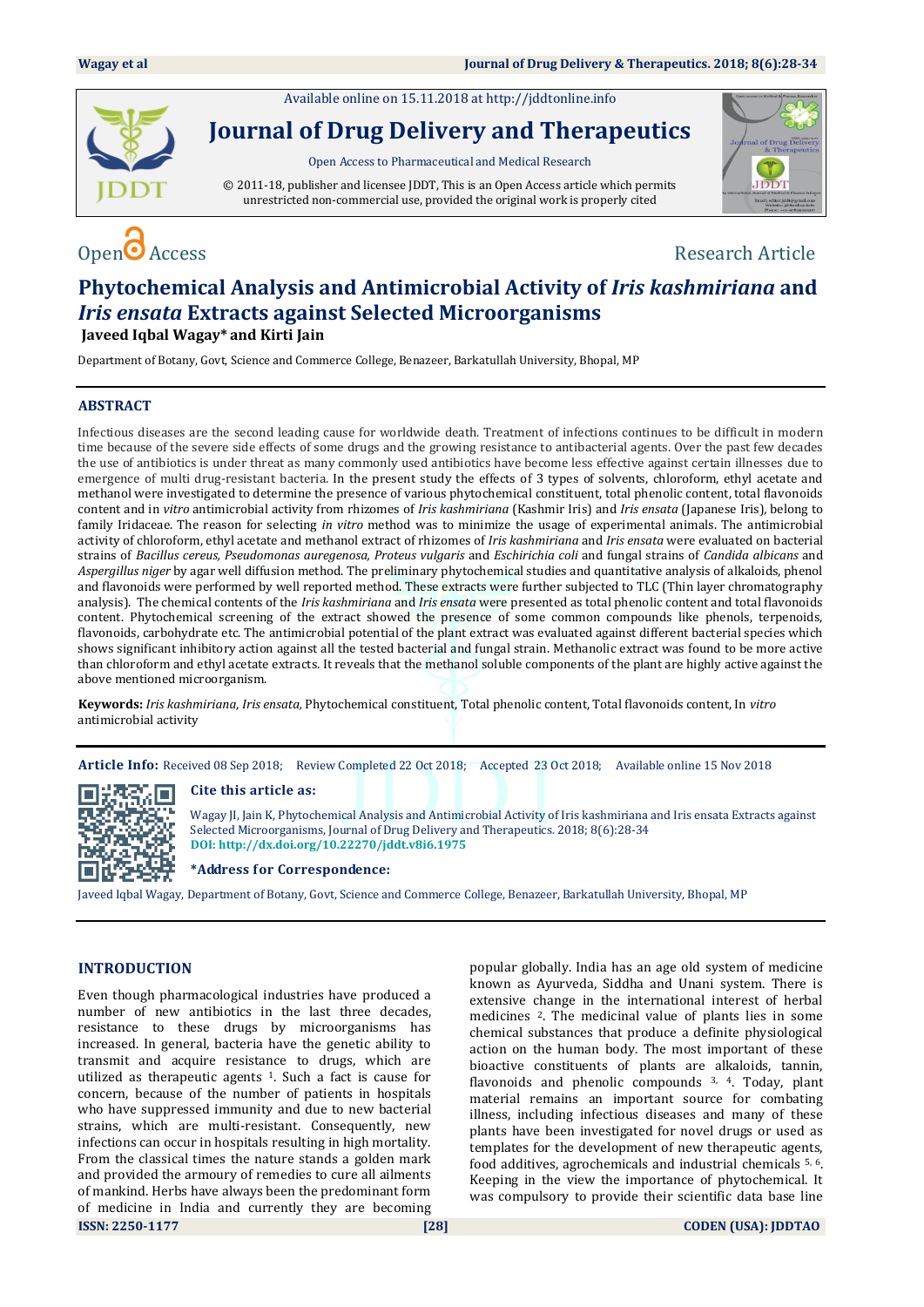Available online on 15.11.2018 at http://jddtonline.info

# Journal of Drug Delivery and Therapeutics

Open Access to Pharmaceutical and Medical Research

© 2011-18, publisher and licensee JDDT, This is an Open Access article which permits unrestricted non-commercial use, provided the original work is properly cited

Open Access | Research Article

# Phytochemical Analysis and Antimicrobial Activity of *Iris kashmiriana* and *Iris ensata* Extracts against Selected Microorganisms

**Javeed Iqbal Wagay\* and Kirti Jain**

Department of Botany, Govt, Science and Commerce College, Benazeer, Barkatullah University, Bhopal, MP

## ABSTRACT

Infectious diseases are the second leading cause for worldwide death. Treatment of infections continues to be difficult in modern time because of the severe side effects of some drugs and the growing resistance to antibacterial agents. Over the past few decades the use of antibiotics is under threat as many commonly used antibiotics have become less effective against certain illnesses due to emergence of multi drug-resistant bacteria. In the present study the effects of 3 types of solvents, chloroform, ethyl acetate and methanol were investigated to determine the presence of various phytochemical constituent, total phenolic content, total flavonoids content and in *vitro* antimicrobial activity from rhizomes of *Iris kashmiriana* (Kashmir Iris) and *Iris ensata* (Japanese Iris), belong to family Iridaceae. The reason for selecting *in vitro* method was to minimize the usage of experimental animals. The antimicrobial activity of chloroform, ethyl acetate and methanol extract of rhizomes of *Iris kashmiriana* and *Iris ensata* were evaluated on bacterial strains of *Bacillus cereus, Pseudomonas auregenosa, Proteus vulgaris* and *Eschiricihia coli* and fungal strains of *Candida albicans* and *Aspergillus niger* by agar well diffusion method. The preliminary phytochemical studies and quantitative analysis of alkaloids, phenol and flavonoids were performed by well reported method. These extracts were further subjected to TLC (Thin layer chromatography analysis). The chemical contents of the *Iris kashmiriana* and *Iris ensata* were presented as total phenolic content and total flavonoids content. Phytochemical screening of the extract showed the presence of some common compounds like phenols, terpenoids, flavonoids, carbohydrate etc. The antimicrobial potential of the plant extract was evaluated against different bacterial species which shows significant inhibitory action against all the tested bacterial and fungal strain. Methanolic extract was found to be more active than chloroform and ethyl acetate extracts. It reveals that the methanol soluble components of the plant are highly active against the above mentioned microorganism.

**Keywords:** *Iris kashmiriana*, *Iris ensata,* Phytochemical constituent, Total phenolic content, Total flavonoids content, In *vitro* antimicrobial activity

**Article Info:** Received 08 Sep 2018; Review Completed 22 Oct 2018; Accepted 23 Oct 2018; Available online 15 Nov 2018

**Cite this article as:**

Wagay JI, Jain K, Phytochemical Analysis and Antimicrobial Activity of Iris kashmiriana and Iris ensata Extracts against Selected Microorganisms, Journal of Drug Delivery and Therapeutics. 2018; 8(6):28-34
**DOI: http://dx.doi.org/10.22270/jddt.v8i6.1975**

**\*Address for Correspondence:**

Javeed Iqbal Wagay, Department of Botany, Govt Science and Commerce College, Benazeer, Barkatullah University, Bhopal, MP

## INTRODUCTION

Even though pharmacological industries have produced a number of new antibiotics in the last three decades, resistance to these drugs by microorganisms has increased. In general, bacteria have the genetic ability to transmit and acquire resistance to drugs, which are utilized as therapeutic agents [1]. Such a fact is cause for concern, because of the number of patients in hospitals who have suppressed immunity and due to new bacterial strains, which are multi-resistant. Consequently, new infections can occur in hospitals resulting in high mortality. From the classical times the nature stands a golden mark and provided the armoury of remedies to cure all ailments of mankind. Herbs have always been the predominant form of medicine in India and currently they are becoming popular globally. India has an age old system of medicine known as Ayurveda, Siddha and Unani system. There is extensive change in the international interest of herbal medicines [2]. The medicinal value of plants lies in some chemical substances that produce a definite physiological action on the human body. The most important of these bioactive constituents of plants are alkaloids, tannin, flavonoids and phenolic compounds [3, 4]. Today, plant material remains an important source for combating illness, including infectious diseases and many of these plants have been investigated for novel drugs or used as templates for the development of new therapeutic agents, food additives, agrochemicals and industrial chemicals [5, 6]. Keeping in the view the importance of phytochemical. It was compulsory to provide their scientific data base line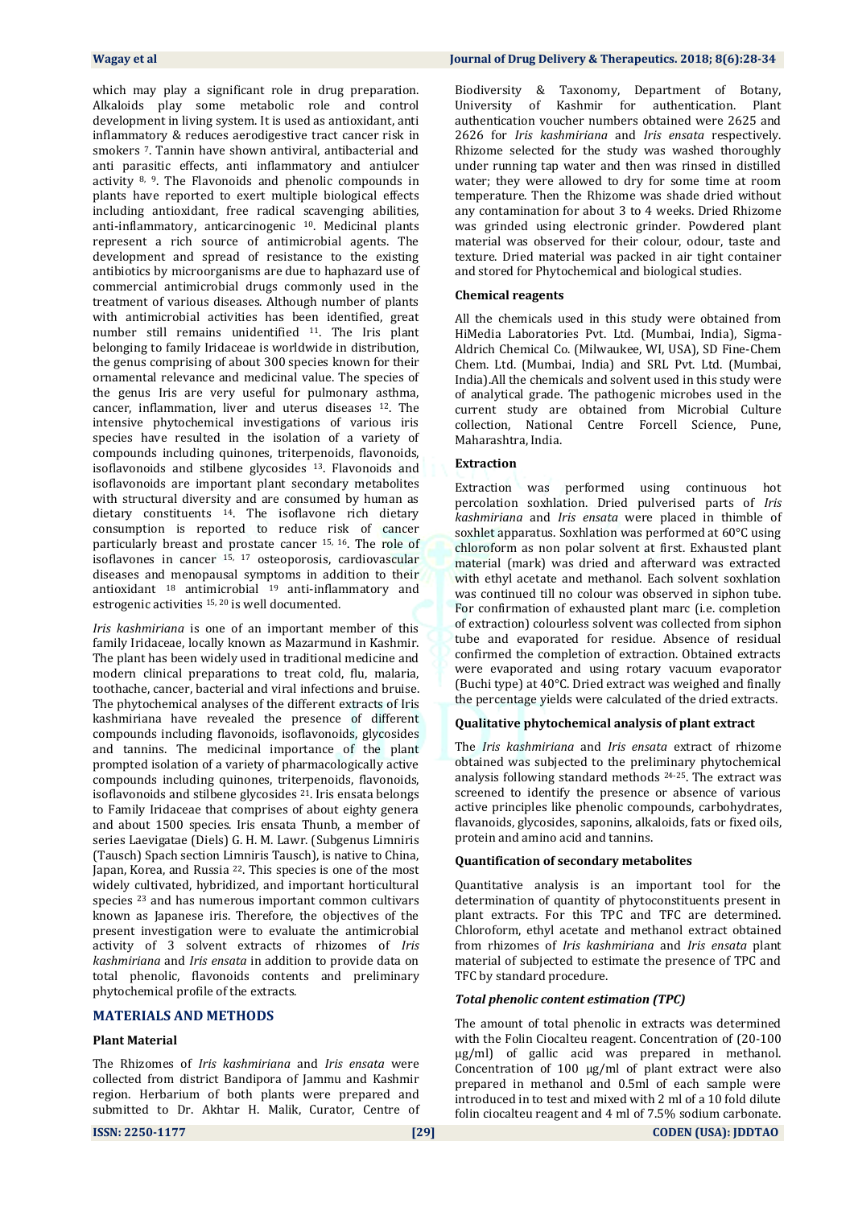which may play a significant role in drug preparation. Alkaloids play some metabolic role and control development in living system. It is used as antioxidant, anti inflammatory & reduces aerodigestive tract cancer risk in smokers [7]. Tannin have shown antiviral, antibacterial and anti parasitic effects, anti inflammatory and antiulcer activity [8, 9]. The Flavonoids and phenolic compounds in plants have reported to exert multiple biological effects including antioxidant, free radical scavenging abilities, anti-inflammatory, anticarcinogenic [10]. Medicinal plants represent a rich source of antimicrobial agents. The development and spread of resistance to the existing antibiotics by microorganisms are due to haphazard use of commercial antimicrobial drugs commonly used in the treatment of various diseases. Although number of plants with antimicrobial activities has been identified, great number still remains unidentified [11]. The Iris plant belonging to family Iridaceae is worldwide in distribution, the genus comprising of about 300 species known for their ornamental relevance and medicinal value. The species of the genus Iris are very useful for pulmonary asthma, cancer, inflammation, liver and uterus diseases [12]. The intensive phytochemical investigations of various iris species have resulted in the isolation of a variety of compounds including quinones, triterpenoids, flavonoids, isoflavonoids and stilbene glycosides [13]. Flavonoids and isoflavonoids are important plant secondary metabolites with structural diversity and are consumed by human as dietary constituents [14]. The isoflavone rich dietary consumption is reported to reduce risk of cancer particularly breast and prostate cancer [15, 16]. The role of isoflavones in cancer [15, 17] osteoporosis, cardiovascular diseases and menopausal symptoms in addition to their antioxidant [18] antimicrobial [19] anti-inflammatory and estrogenic activities [15, 20] is well documented.

*Iris kashmiriana* is one of an important member of this family Iridaceae, locally known as Mazarmund in Kashmir. The plant has been widely used in traditional medicine and modern clinical preparations to treat cold, flu, malaria, toothache, cancer, bacterial and viral infections and bruise. The phytochemical analyses of the different extracts of Iris kashmiriana have revealed the presence of different compounds including flavonoids, isoflavonoids, glycosides and tannins. The medicinal importance of the plant prompted isolation of a variety of pharmacologically active compounds including quinones, triterpenoids, flavonoids, isoflavonoids and stilbene glycosides [21]. Iris ensata belongs to Family Iridaceae that comprises of about eighty genera and about 1500 species. Iris ensata Thunb, a member of series Laevigatae (Diels) G. H. M. Lawr. (Subgenus Limniris (Tausch) Spach section Limniris Tausch), is native to China, Japan, Korea, and Russia [22]. This species is one of the most widely cultivated, hybridized, and important horticultural species [23] and has numerous important common cultivars known as Japanese iris. Therefore, the objectives of the present investigation were to evaluate the antimicrobial activity of 3 solvent extracts of rhizomes of *Iris kashmiriana* and *Iris ensata* in addition to provide data on total phenolic, flavonoids contents and preliminary phytochemical profile of the extracts.

## MATERIALS AND METHODS

### Plant Material

The Rhizomes of *Iris kashmiriana* and *Iris ensata* were collected from district Bandipora of Jammu and Kashmir region. Herbarium of both plants were prepared and submitted to Dr. Akhtar H. Malik, Curator, Centre of Biodiversity & Taxonomy, Department of Botany, University of Kashmir for authentication. Plant authentication voucher numbers obtained were 2625 and 2626 for *Iris kashmiriana* and *Iris ensata* respectively. Rhizome selected for the study was washed thoroughly under running tap water and then was rinsed in distilled water; they were allowed to dry for some time at room temperature. Then the Rhizome was shade dried without any contamination for about 3 to 4 weeks. Dried Rhizome was grinded using electronic grinder. Powdered plant material was observed for their colour, odour, taste and texture. Dried material was packed in air tight container and stored for Phytochemical and biological studies.

### Chemical reagents

All the chemicals used in this study were obtained from HiMedia Laboratories Pvt. Ltd. (Mumbai, India), Sigma-Aldrich Chemical Co. (Milwaukee, WI, USA), SD Fine-Chem Chem. Ltd. (Mumbai, India) and SRL Pvt. Ltd. (Mumbai, India).All the chemicals and solvent used in this study were of analytical grade. The pathogenic microbes used in the current study are obtained from Microbial Culture collection, National Centre Forcell Science, Pune, Maharashtra, India.

### Extraction

Extraction was performed using continuous hot percolation soxhlation. Dried pulverised parts of *Iris kashmiriana* and *Iris ensata* were placed in thimble of soxhlet apparatus. Soxhlation was performed at 60°C using chloroform as non polar solvent at first. Exhausted plant material (mark) was dried and afterward was extracted with ethyl acetate and methanol. Each solvent soxhlation was continued till no colour was observed in siphon tube. For confirmation of exhausted plant marc (i.e. completion of extraction) colourless solvent was collected from siphon tube and evaporated for residue. Absence of residual confirmed the completion of extraction. Obtained extracts were evaporated and using rotary vacuum evaporator (Buchi type) at 40°C. Dried extract was weighed and finally the percentage yields were calculated of the dried extracts.

### Qualitative phytochemical analysis of plant extract

The *Iris kashmiriana* and *Iris ensata* extract of rhizome obtained was subjected to the preliminary phytochemical analysis following standard methods [24-25]. The extract was screened to identify the presence or absence of various active principles like phenolic compounds, carbohydrates, flavanoids, glycosides, saponins, alkaloids, fats or fixed oils, protein and amino acid and tannins.

### Quantification of secondary metabolites

Quantitative analysis is an important tool for the determination of quantity of phytoconstituents present in plant extracts. For this TPC and TFC are determined. Chloroform, ethyl acetate and methanol extract obtained from rhizomes of *Iris kashmiriana* and *Iris ensata* plant material of subjected to estimate the presence of TPC and TFC by standard procedure.

#### *Total phenolic content estimation (TPC)*

The amount of total phenolic in extracts was determined with the Folin Ciocalteu reagent. Concentration of (20-100 µg/ml) of gallic acid was prepared in methanol. Concentration of 100 µg/ml of plant extract were also prepared in methanol and 0.5ml of each sample were introduced in to test and mixed with 2 ml of a 10 fold dilute folin ciocalteu reagent and 4 ml of 7.5% sodium carbonate.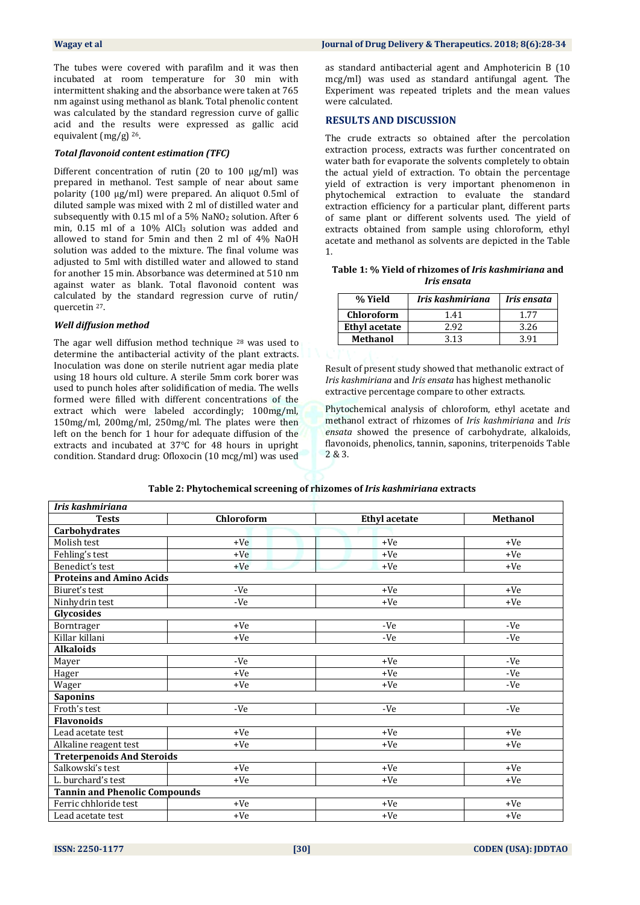The tubes were covered with parafilm and it was then incubated at room temperature for 30 min with intermittent shaking and the absorbance were taken at 765 nm against using methanol as blank. Total phenolic content was calculated by the standard regression curve of gallic acid and the results were expressed as gallic acid equivalent (mg/g) [26].

### *Total flavonoid content estimation (TFC)*

Different concentration of rutin (20 to 100 µg/ml) was prepared in methanol. Test sample of near about same polarity (100 µg/ml) were prepared. An aliquot 0.5ml of diluted sample was mixed with 2 ml of distilled water and subsequently with 0.15 ml of a 5% $NaNO_2$ solution. After 6 min, 0.15 ml of a 10% $AlCl_3$ solution was added and allowed to stand for 5min and then 2 ml of 4% NaOH solution was added to the mixture. The final volume was adjusted to 5ml with distilled water and allowed to stand for another 15 min. Absorbance was determined at 510 nm against water as blank. Total flavonoid content was calculated by the standard regression curve of rutin/ quercetin [27].

### *Well diffusion method*

The agar well diffusion method technique [28] was used to determine the antibacterial activity of the plant extracts. Inoculation was done on sterile nutrient agar media plate using 18 hours old culture. A sterile 5mm cork borer was used to punch holes after solidification of media. The wells formed were filled with different concentrations of the extract which were labeled accordingly; 100mg/ml, 150mg/ml, 200mg/ml, 250mg/ml. The plates were then left on the bench for 1 hour for adequate diffusion of the extracts and incubated at 37°C for 48 hours in upright condition. Standard drug: Ofloxocin (10 mcg/ml) was used as standard antibacterial agent and Amphotericin B (10 mcg/ml) was used as standard antifungal agent. The Experiment was repeated triplets and the mean values were calculated.

## RESULTS AND DISCUSSION

The crude extracts so obtained after the percolation extraction process, extracts was further concentrated on water bath for evaporate the solvents completely to obtain the actual yield of extraction. To obtain the percentage yield of extraction is very important phenomenon in phytochemical extraction to evaluate the standard extraction efficiency for a particular plant, different parts of same plant or different solvents used. The yield of extracts obtained from sample using chloroform, ethyl acetate and methanol as solvents are depicted in the Table 1.

**Table 1: % Yield of rhizomes of *Iris kashmiriana* and *Iris ensata***

| % Yield | *Iris kashmiriana* | *Iris ensata* |
|---|---|---|
| Chloroform | 1.41 | 1.77 |
| Ethyl acetate | 2.92 | 3.26 |
| Methanol | 3.13 | 3.91 |

Result of present study showed that methanolic extract of *Iris kashmiriana* and *Iris ensata* has highest methanolic extractive percentage compare to other extracts.

Phytochemical analysis of chloroform, ethyl acetate and methanol extract of rhizomes of *Iris kashmiriana* and *Iris ensata* showed the presence of carbohydrate, alkaloids, flavonoids, phenolics, tannin, saponins, triterpenoids Table 2 & 3.

**Table 2: Phytochemical screening of rhizomes of *Iris kashmiriana* extracts**

| *Iris kashmiriana* | | | |
|---|---|---|---|
| **Tests** | **Chloroform** | **Ethyl acetate** | **Methanol** |
| **Carbohydrates** | | | |
| Molish test | +Ve | +Ve | +Ve |
| Fehling's test | +Ve | +Ve | +Ve |
| Benedict's test | +Ve | +Ve | +Ve |
| **Proteins and Amino Acids** | | | |
| Biuret's test | -Ve | +Ve | +Ve |
| Ninhydrin test | -Ve | +Ve | +Ve |
| **Glycosides** | | | |
| Borntrager | +Ve | -Ve | -Ve |
| Killar killani | +Ve | -Ve | -Ve |
| **Alkaloids** | | | |
| Mayer | -Ve | +Ve | -Ve |
| Hager | +Ve | +Ve | -Ve |
| Wager | +Ve | +Ve | -Ve |
| **Saponins** | | | |
| Froth's test | -Ve | -Ve | -Ve |
| **Flavonoids** | | | |
| Lead acetate test | +Ve | +Ve | +Ve |
| Alkaline reagent test | +Ve | +Ve | +Ve |
| **Treterpenoids And Steroids** | | | |
| Salkowski's test | +Ve | +Ve | +Ve |
| L. burchard's test | +Ve | +Ve | +Ve |
| **Tannin and Phenolic Compounds** | | | |
| Ferric chhloride test | +Ve | +Ve | +Ve |
| Lead acetate test | +Ve | +Ve | +Ve |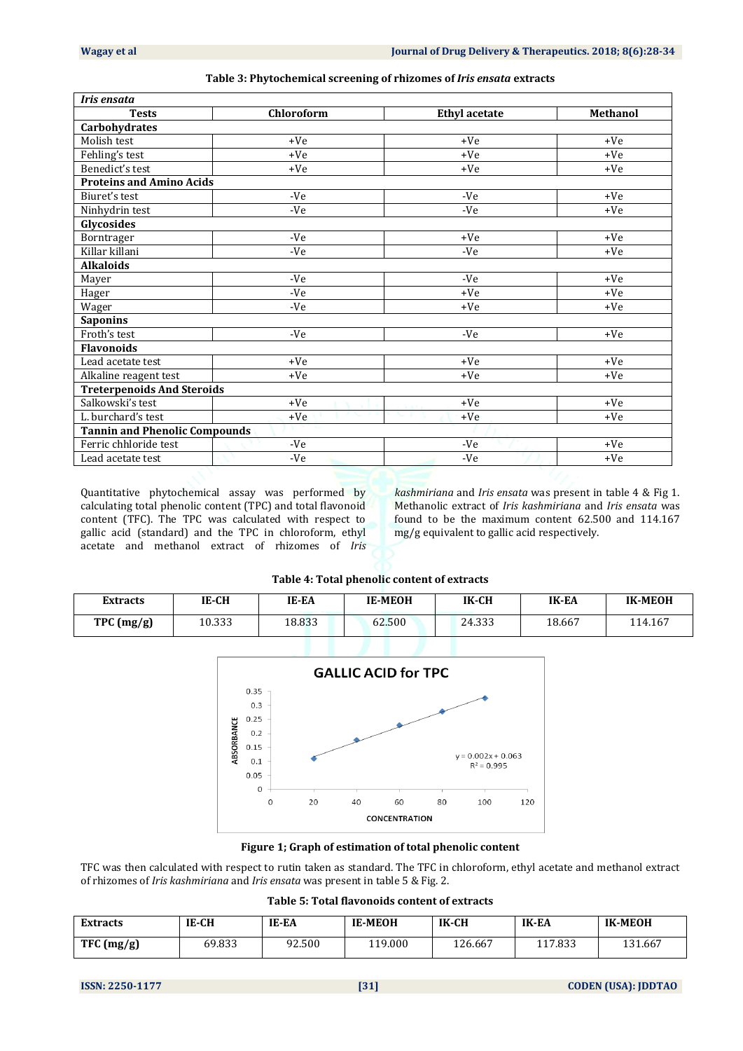**Table 3: Phytochemical screening of rhizomes of *Iris ensata* extracts**

| *Iris ensata* | | | |
|---|---|---|---|
| **Tests** | **Chloroform** | **Ethyl acetate** | **Methanol** |
| **Carbohydrates** | | | |
| Molish test | +Ve | +Ve | +Ve |
| Fehling's test | +Ve | +Ve | +Ve |
| Benedict's test | +Ve | +Ve | +Ve |
| **Proteins and Amino Acids** | | | |
| Biuret's test | -Ve | -Ve | +Ve |
| Ninhydrin test | -Ve | -Ve | +Ve |
| **Glycosides** | | | |
| Borntrager | -Ve | +Ve | +Ve |
| Killar killani | -Ve | -Ve | +Ve |
| **Alkaloids** | | | |
| Mayer | -Ve | -Ve | +Ve |
| Hager | -Ve | +Ve | +Ve |
| Wager | -Ve | +Ve | +Ve |
| **Saponins** | | | |
| Froth's test | -Ve | -Ve | +Ve |
| **Flavonoids** | | | |
| Lead acetate test | +Ve | +Ve | +Ve |
| Alkaline reagent test | +Ve | +Ve | +Ve |
| **Treterpenoids And Steroids** | | | |
| Salkowski's test | +Ve | +Ve | +Ve |
| L. burchard's test | +Ve | +Ve | +Ve |
| **Tannin and Phenolic Compounds** | | | |
| Ferric chhloride test | -Ve | -Ve | +Ve |
| Lead acetate test | -Ve | -Ve | +Ve |

Quantitative phytochemical assay was performed by calculating total phenolic content (TPC) and total flavonoid content (TFC). The TPC was calculated with respect to gallic acid (standard) and the TPC in chloroform, ethyl acetate and methanol extract of rhizomes of *Iris kashmiriana* and *Iris ensata* was present in table 4 & Fig 1. Methanolic extract of *Iris kashmiriana* and *Iris ensata* was found to be the maximum content 62.500 and 114.167 mg/g equivalent to gallic acid respectively.

**Table 4: Total phenolic content of extracts**

| Extracts | IE-CH | IE-EA | IE-MEOH | IK-CH | IK-EA | IK-MEOH |
|---|---|---|---|---|---|---|
| TPC (mg/g) | 10.333 | 18.833 | 62.500 | 24.333 | 18.667 | 114.167 |

**Figure 1; Graph of estimation of total phenolic content**

TFC was then calculated with respect to rutin taken as standard. The TFC in chloroform, ethyl acetate and methanol extract of rhizomes of *Iris kashmiriana* and *Iris ensata* was present in table 5 & Fig. 2.

**Table 5: Total flavonoids content of extracts**

| Extracts | IE-CH | IE-EA | IE-MEOH | IK-CH | IK-EA | IK-MEOH |
|---|---|---|---|---|---|---|
| TFC (mg/g) | 69.833 | 92.500 | 119.000 | 126.667 | 117.833 | 131.667 |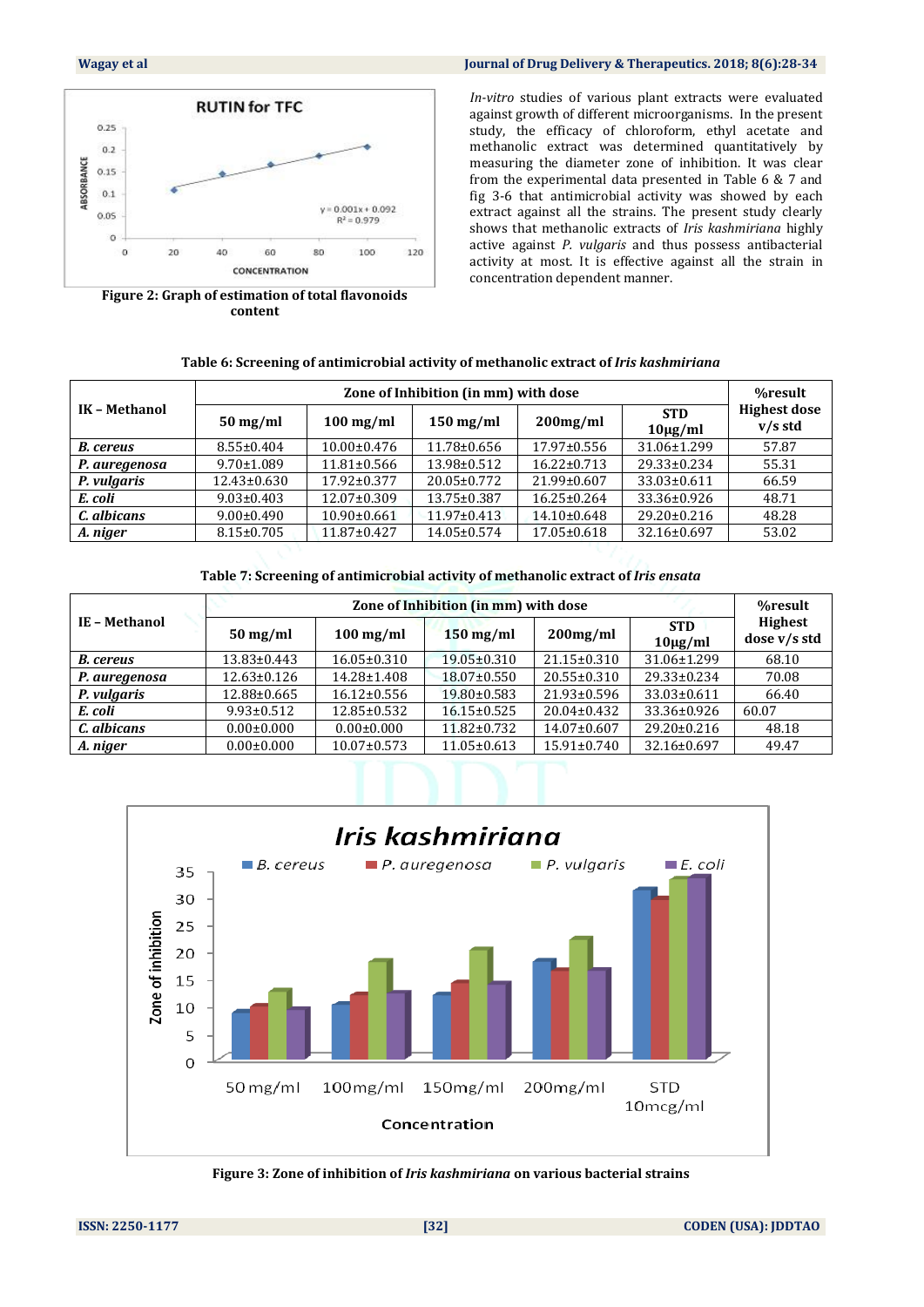Figure 2: Graph of estimation of total flavonoids content

*In-vitro* studies of various plant extracts were evaluated against growth of different microorganisms. In the present study, the efficacy of chloroform, ethyl acetate and methanolic extract was determined quantitatively by measuring the diameter zone of inhibition. It was clear from the experimental data presented in Table 6 & 7 and fig 3-6 that antimicrobial activity was showed by each extract against all the strains. The present study clearly shows that methanolic extracts of *Iris kashmiriana* highly active against *P. vulgaris* and thus possess antibacterial activity at most. It is effective against all the strain in concentration dependent manner.

**Table 6: Screening of antimicrobial activity of methanolic extract of *Iris kashmiriana***

| IK – Methanol | Zone of Inhibition (in mm) with dose | | | | | %result Highest dose v/s std |
|---|---|---|---|---|---|---|
| | 50 mg/ml | 100 mg/ml | 150 mg/ml | 200mg/ml | STD 10µg/ml | |
| ***B. cereus*** | 8.55±0.404 | 10.00±0.476 | 11.78±0.656 | 17.97±0.556 | 31.06±1.299 | 57.87 |
| ***P. auregenosa*** | 9.70±1.089 | 11.81±0.566 | 13.98±0.512 | 16.22±0.713 | 29.33±0.234 | 55.31 |
| ***P. vulgaris*** | 12.43±0.630 | 17.92±0.377 | 20.05±0.772 | 21.99±0.607 | 33.03±0.611 | 66.59 |
| ***E. coli*** | 9.03±0.403 | 12.07±0.309 | 13.75±0.387 | 16.25±0.264 | 33.36±0.926 | 48.71 |
| ***C. albicans*** | 9.00±0.490 | 10.90±0.661 | 11.97±0.413 | 14.10±0.648 | 29.20±0.216 | 48.28 |
| ***A. niger*** | 8.15±0.705 | 11.87±0.427 | 14.05±0.574 | 17.05±0.618 | 32.16±0.697 | 53.02 |

**Table 7: Screening of antimicrobial activity of methanolic extract of *Iris ensata***

| IE – Methanol | Zone of Inhibition (in mm) with dose | | | | | %result Highest dose v/s std |
|---|---|---|---|---|---|---|
| | 50 mg/ml | 100 mg/ml | 150 mg/ml | 200mg/ml | STD 10µg/ml | |
| ***B. cereus*** | 13.83±0.443 | 16.05±0.310 | 19.05±0.310 | 21.15±0.310 | 31.06±1.299 | 68.10 |
| ***P. auregenosa*** | 12.63±0.126 | 14.28±1.408 | 18.07±0.550 | 20.55±0.310 | 29.33±0.234 | 70.08 |
| ***P. vulgaris*** | 12.88±0.665 | 16.12±0.556 | 19.80±0.583 | 21.93±0.596 | 33.03±0.611 | 66.40 |
| ***E. coli*** | 9.93±0.512 | 12.85±0.532 | 16.15±0.525 | 20.04±0.432 | 33.36±0.926 | 60.07 |
| ***C. albicans*** | 0.00±0.000 | 0.00±0.000 | 11.82±0.732 | 14.07±0.607 | 29.20±0.216 | 48.18 |
| ***A. niger*** | 0.00±0.000 | 10.07±0.573 | 11.05±0.613 | 15.91±0.740 | 32.16±0.697 | 49.47 |

Figure 3: Zone of inhibition of *Iris kashmiriana* on various bacterial strains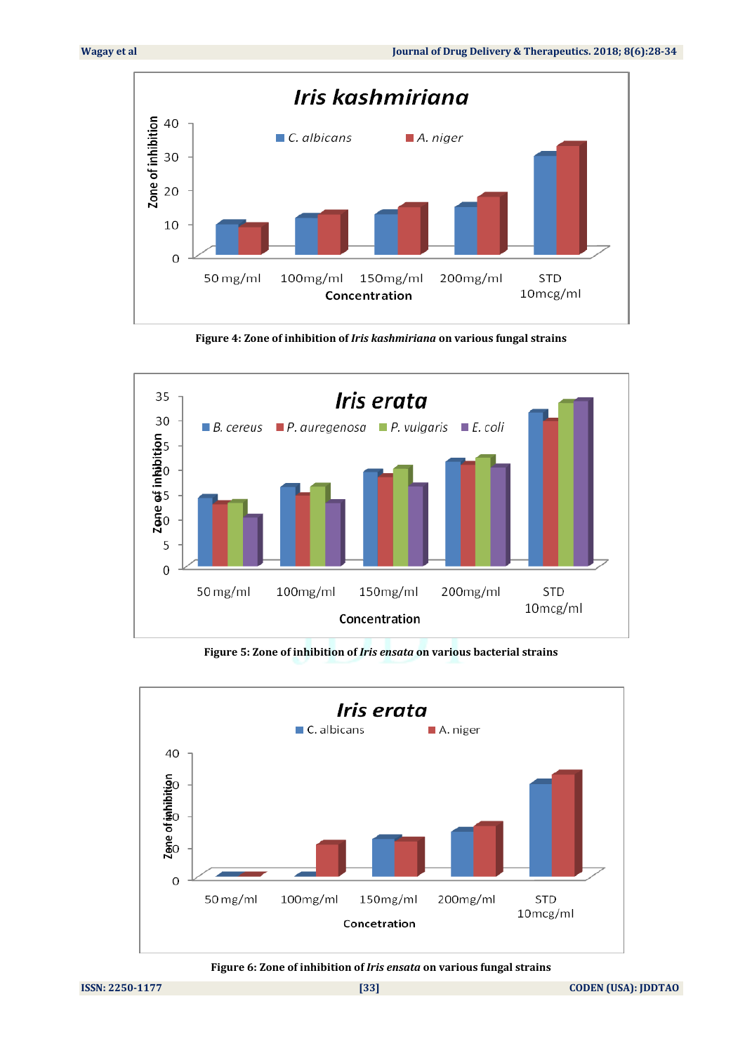Figure 4: Zone of inhibition of *Iris kashmiriana* on various fungal strains

Figure 5: Zone of inhibition of *Iris ensata* on various bacterial strains

Figure 6: Zone of inhibition of *Iris ensata* on various fungal strains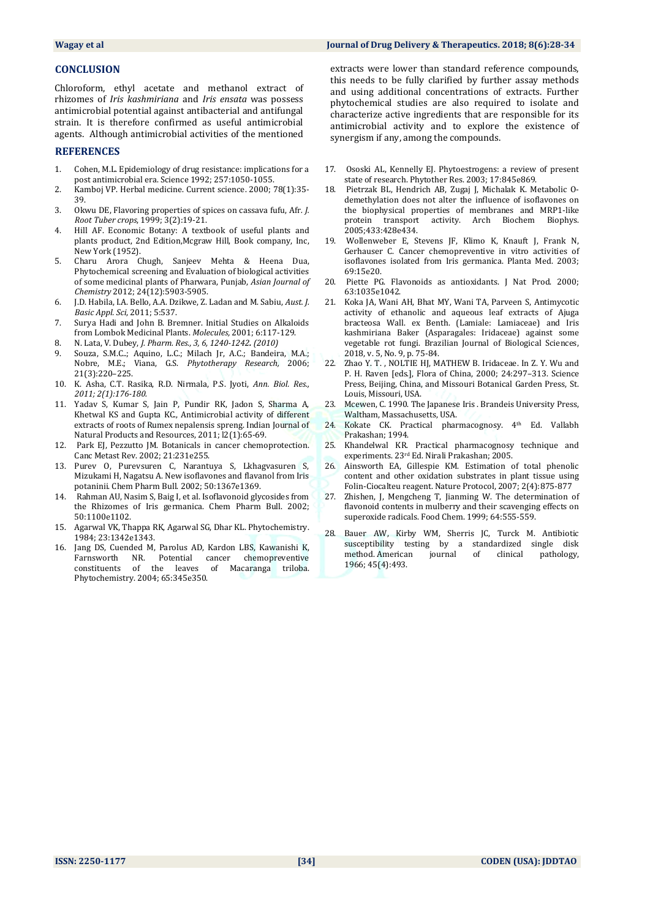## CONCLUSION

Chloroform, ethyl acetate and methanol extract of rhizomes of *Iris kashmiriana* and *Iris ensata* was possess antimicrobial potential against antibacterial and antifungal strain. It is therefore confirmed as useful antimicrobial agents. Although antimicrobial activities of the mentioned extracts were lower than standard reference compounds, this needs to be fully clarified by further assay methods and using additional concentrations of extracts. Further phytochemical studies are also required to isolate and characterize active ingredients that are responsible for its antimicrobial activity and to explore the existence of synergism if any, among the compounds.

## REFERENCES

1. Cohen, M.L. Epidemiology of drug resistance: implications for a post antimicrobial era. Science 1992; 257:1050-1055.
2. Kamboj VP. Herbal medicine. Current science. 2000; 78(1):35-39.
3. Okwu DE, Flavoring properties of spices on cassava fufu, Afr. *J. Root Tuber crops*, 1999; 3(2):19-21.
4. Hill AF. Economic Botany: A textbook of useful plants and plants product, 2nd Edition,Mcgraw Hill, Book company, Inc, New York (1952).
5. Charu Arora Chugh, Sanjeev Mehta & Heena Dua, Phytochemical screening and Evaluation of biological activities of some medicinal plants of Pharwara, Punjab, *Asian Journal of Chemistry* 2012; 24(12):5903-5905.
6. J.D. Habila, I.A. Bello, A.A. Dzikwe, Z. Ladan and M. Sabiu, *Aust. J. Basic Appl. Sci*, 2011; 5:537.
7. Surya Hadi and John B. Bremner. Initial Studies on Alkaloids from Lombok Medicinal Plants. *Molecules,* 2001; 6:117-129.
8. N. Lata, V. Dubey, *J. Pharm. Res., 3, 6, 1240-1242. (2010)*
9. Souza, S.M.C..; Aquino, L.C.; Milach Jr, A.C.; Bandeira, M.A.; Nobre, M.E.; Viana, G.S. *Phytotherapy Research,* 2006; 21(3):220–225.
10. K. Asha, C.T. Rasika, R.D. Nirmala, P.S. Jyoti, *Ann. Biol. Res., 2011; 2(1):176-180.*
11. Yadav S, Kumar S, Jain P, Pundir RK, Jadon S, Sharma A, Khetwal KS and Gupta KC., Antimicrobial activity of different extracts of roots of Rumex nepalensis spreng. Indian Journal of Natural Products and Resources, 2011; l2(1):65-69.
12. Park EJ, Pezzutto JM. Botanicals in cancer chemoprotection. Canc Metast Rev. 2002; 21:231e255.
13. Purev O, Purevsuren C, Narantuya S, Lkhagvasuren S, Mizukami H, Nagatsu A. New isoflavones and flavanol from Iris potaninii. Chem Pharm Bull. 2002; 50:1367e1369.
14. Rahman AU, Nasim S, Baig I, et al. Isoflavonoid glycosides from the Rhizomes of Iris germanica. Chem Pharm Bull. 2002; 50:1100e1102.
15. Agarwal VK, Thappa RK, Agarwal SG, Dhar KL. Phytochemistry. 1984; 23:1342e1343.
16. Jang DS, Cuended M, Parolus AD, Kardon LBS, Kawanishi K, Farnsworth NR. Potential cancer chemopreventive constituents of the leaves of Macaranga triloba. Phytochemistry. 2004; 65:345e350.
17. Ososki AL, Kennelly EJ. Phytoestrogens: a review of present state of research. Phytother Res. 2003; 17:845e869.
18. Pietrzak BL, Hendrich AB, Zugaj J, Michalak K. Metabolic O-demethylation does not alter the influence of isoflavones on the biophysical properties of membranes and MRP1-like protein transport activity. Arch Biochem Biophys. 2005;433:428e434.
19. Wollenweber E, Stevens JF, Klimo K, Knauft J, Frank N, Gerhauser C. Cancer chemopreventive in vitro activities of isoflavones isolated from Iris germanica. Planta Med. 2003; 69:15e20.
20. Piette PG. Flavonoids as antioxidants. J Nat Prod. 2000; 63:1035e1042.
21. Koka JA, Wani AH, Bhat MY, Wani TA, Parveen S, Antimycotic activity of ethanolic and aqueous leaf extracts of Ajuga bracteosa Wall. ex Benth. (Lamiale: Lamiaceae) and Iris kashmiriana Baker (Asparagales: Iridaceae) against some vegetable rot fungi. Brazilian Journal of Biological Sciences, 2018, v. 5, No. 9, p. 75-84.
22. Zhao Y. T. , NOLTIE HJ, MATHEW B. Iridaceae. In Z. Y. Wu and P. H. Raven [eds.], Flora of China, 2000; 24:297–313. Science Press, Beijing, China, and Missouri Botanical Garden Press, St. Louis, Missouri, USA.
23. Mcewen, C. 1990. The Japanese Iris . Brandeis University Press, Waltham, Massachusetts, USA.
24. Kokate CK. Practical pharmacognosy. 4th Ed. Vallabh Prakashan; 1994.
25. Khandelwal KR. Practical pharmacognosy technique and experiments. 23rd Ed. Nirali Prakashan; 2005.
26. Ainsworth EA, Gillespie KM. Estimation of total phenolic content and other oxidation substrates in plant tissue using Folin-Ciocalteu reagent. Nature Protocol, 2007; 2(4):875-877
27. Zhishen, J, Mengcheng T, Jianming W. The determination of flavonoid contents in mulberry and their scavenging effects on superoxide radicals. Food Chem. 1999; 64:555-559.
28. Bauer AW, Kirby WM, Sherris JC, Turck M. Antibiotic susceptibility testing by a standardized single disk method. American journal of clinical pathology, 1966; 45(4):493.